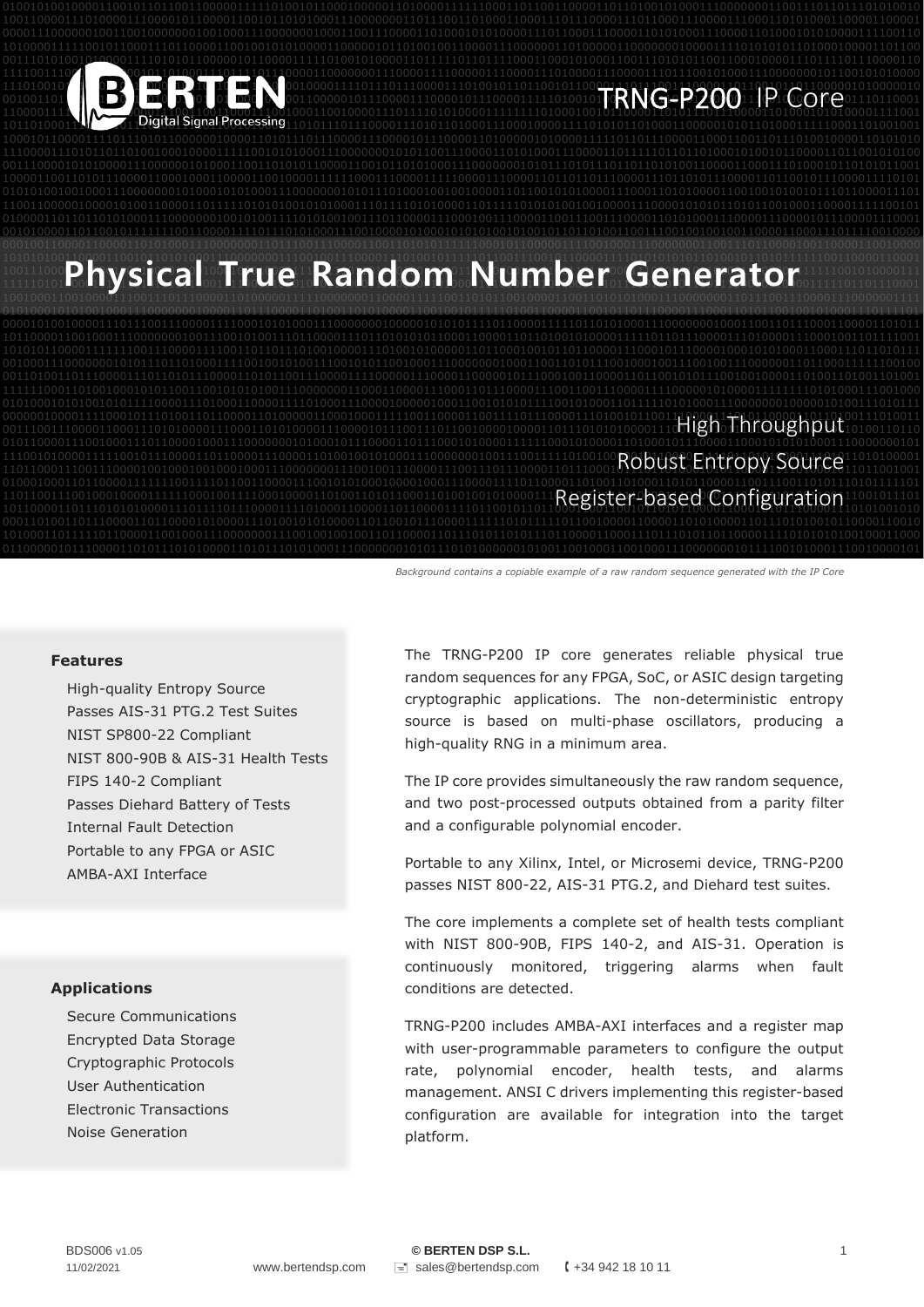BERTEN Digital Signal Processing

TRNG-P200 IP Core

# Physical True Random Number Generator

High Throughput
Robust Entropy Source
Register-based Configuration

*Background contains a copiable example of a raw random sequence generated with the IP Core*

### Features

- High-quality Entropy Source
- Passes AIS-31 PTG.2 Test Suites
- NIST SP800-22 Compliant
- NIST 800-90B & AIS-31 Health Tests
- FIPS 140-2 Compliant
- Passes Diehard Battery of Tests
- Internal Fault Detection
- Portable to any FPGA or ASIC
- AMBA-AXI Interface

### Applications

- Secure Communications
- Encrypted Data Storage
- Cryptographic Protocols
- User Authentication
- Electronic Transactions
- Noise Generation

The TRNG-P200 IP core generates reliable physical true random sequences for any FPGA, SoC, or ASIC design targeting cryptographic applications. The non-deterministic entropy source is based on multi-phase oscillators, producing a high-quality RNG in a minimum area.

The IP core provides simultaneously the raw random sequence, and two post-processed outputs obtained from a parity filter and a configurable polynomial encoder.

Portable to any Xilinx, Intel, or Microsemi device, TRNG-P200 passes NIST 800-22, AIS-31 PTG.2, and Diehard test suites.

The core implements a complete set of health tests compliant with NIST 800-90B, FIPS 140-2, and AIS-31. Operation is continuously monitored, triggering alarms when fault conditions are detected.

TRNG-P200 includes AMBA-AXI interfaces and a register map with user-programmable parameters to configure the output rate, polynomial encoder, health tests, and alarms management. ANSI C drivers implementing this register-based configuration are available for integration into the target platform.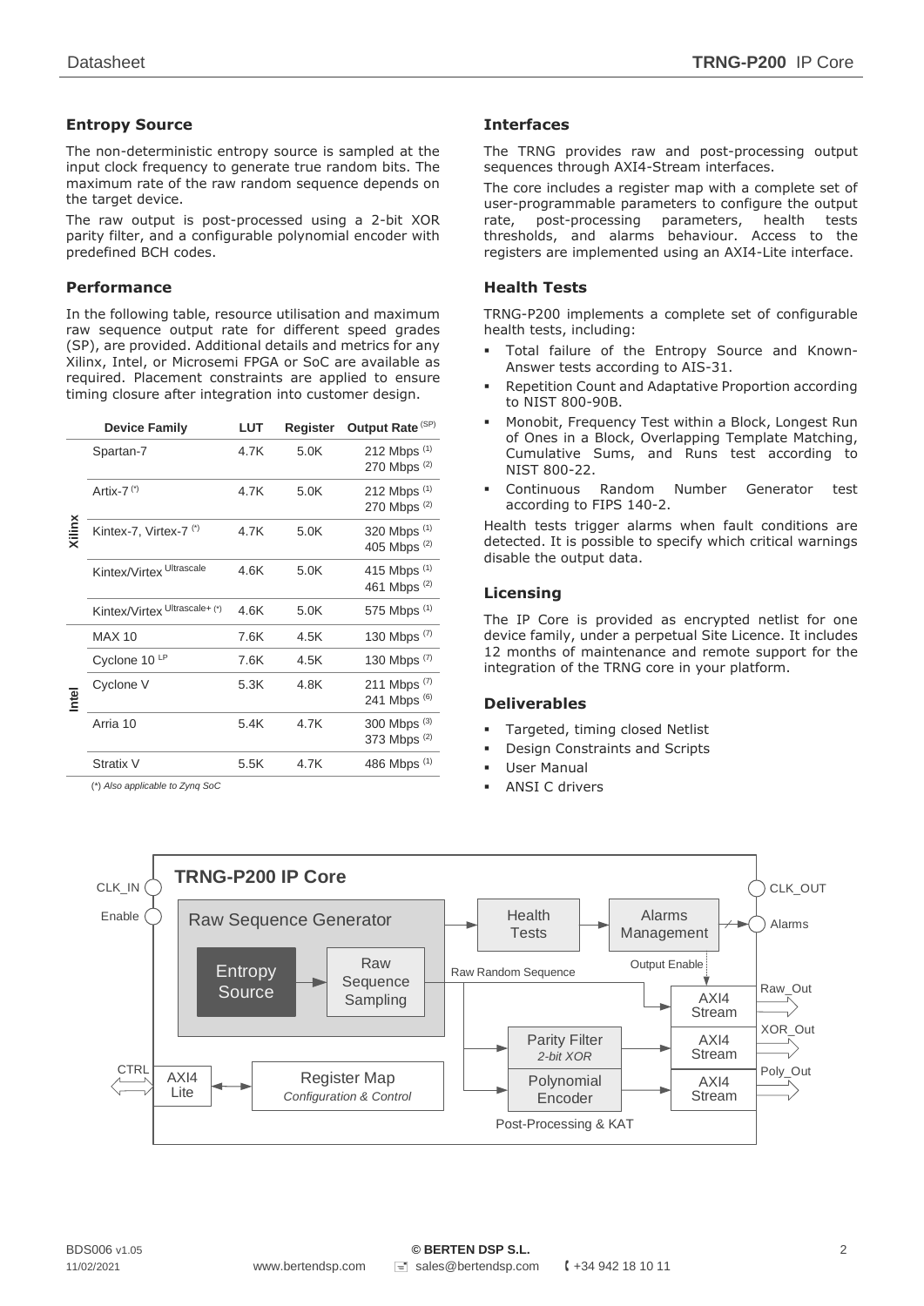## Entropy Source

The non-deterministic entropy source is sampled at the input clock frequency to generate true random bits. The maximum rate of the raw random sequence depends on the target device.

The raw output is post-processed using a 2-bit XOR parity filter, and a configurable polynomial encoder with predefined BCH codes.

## Performance

In the following table, resource utilisation and maximum raw sequence output rate for different speed grades (SP), are provided. Additional details and metrics for any Xilinx, Intel, or Microsemi FPGA or SoC are available as required. Placement constraints are applied to ensure timing closure after integration into customer design.

| | Device Family | LUT | Register | Output Rate (SP) |
|---|---|---|---|---|
| Xilinx | Spartan-7 | 4.7K | 5.0K | 212 Mbps (1) 270 Mbps (2) |
| | Artix-7 (*) | 4.7K | 5.0K | 212 Mbps (1) 270 Mbps (2) |
| | Kintex-7, Virtex-7 (*) | 4.7K | 5.0K | 320 Mbps (1) 405 Mbps (2) |
| | Kintex/Virtex Ultrascale | 4.6K | 5.0K | 415 Mbps (1) 461 Mbps (2) |
| | Kintex/Virtex Ultrascale+ (*) | 4.6K | 5.0K | 575 Mbps (1) |
| Intel | MAX 10 | 7.6K | 4.5K | 130 Mbps (7) |
| | Cyclone 10 LP | 7.6K | 4.5K | 130 Mbps (7) |
| | Cyclone V | 5.3K | 4.8K | 211 Mbps (7) 241 Mbps (6) |
| | Arria 10 | 5.4K | 4.7K | 300 Mbps (3) 373 Mbps (2) |
| | Stratix V | 5.5K | 4.7K | 486 Mbps (1) |

(*) *Also applicable to Zynq SoC*

## Interfaces

The TRNG provides raw and post-processing output sequences through AXI4-Stream interfaces.

The core includes a register map with a complete set of user-programmable parameters to configure the output rate, post-processing parameters, health tests thresholds, and alarms behaviour. Access to the registers are implemented using an AXI4-Lite interface.

## Health Tests

TRNG-P200 implements a complete set of configurable health tests, including:

- Total failure of the Entropy Source and Known-Answer tests according to AIS-31.
- Repetition Count and Adaptative Proportion according to NIST 800-90B.
- Monobit, Frequency Test within a Block, Longest Run of Ones in a Block, Overlapping Template Matching, Cumulative Sums, and Runs test according to NIST 800-22.
- Continuous Random Number Generator test according to FIPS 140-2.

Health tests trigger alarms when fault conditions are detected. It is possible to specify which critical warnings disable the output data.

## Licensing

The IP Core is provided as encrypted netlist for one device family, under a perpetual Site Licence. It includes 12 months of maintenance and remote support for the integration of the TRNG core in your platform.

## Deliverables

- Targeted, timing closed Netlist
- Design Constraints and Scripts
- User Manual
- ANSI C drivers

TRNG-P200 IP Core

CLK_IN
Enable
CLK_OUT
Alarms
Raw Sequence Generator
Entropy Source
Raw Sequence Sampling
Health Tests
Alarms Management
Output Enable
Raw Random Sequence
AXI4 Stream
Raw_Out
Parity Filter
*2-bit XOR*
AXI4 Stream
XOR_Out
Polynomial Encoder
AXI4 Stream
Poly_Out
CTRL
AXI4 Lite
Register Map
*Configuration & Control*
Post-Processing & KAT